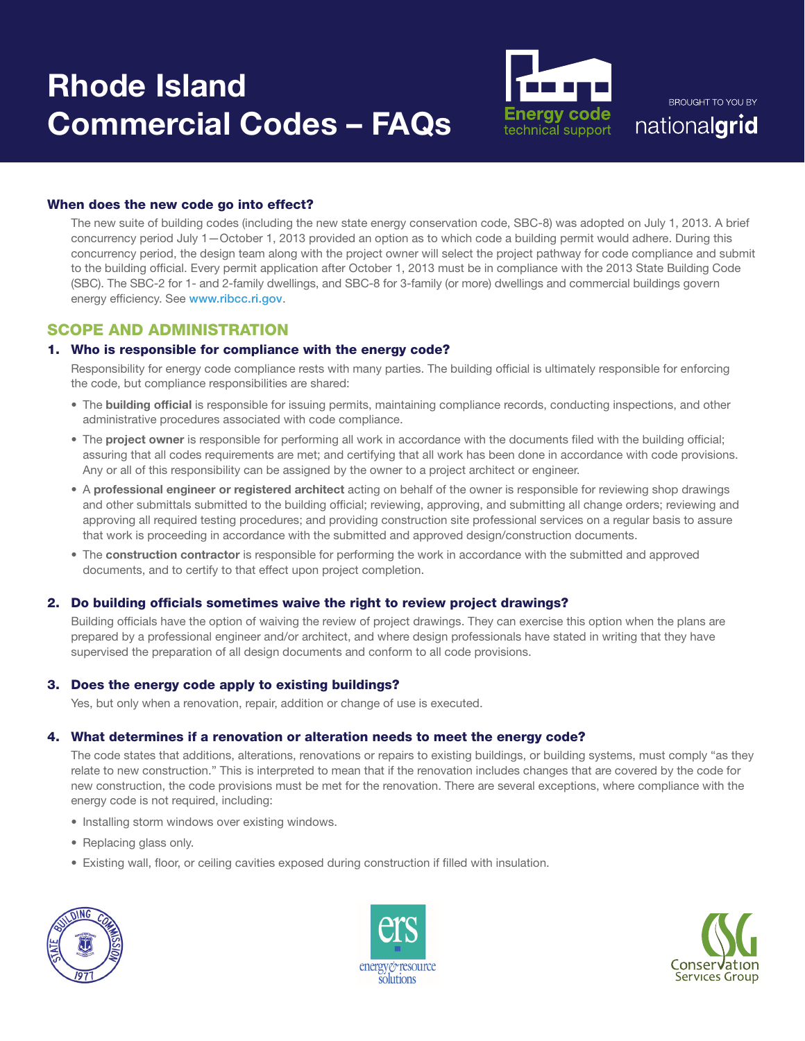# Rhode Island Commercial Codes – FAQs

Energy code technical support

BROUGHT TO YOU BY nationalgrid

### When does the new code go into effect?

The new suite of building codes (including the new state energy conservation code, SBC-8) was adopted on July 1, 2013. A brief concurrency period July 1—October 1, 2013 provided an option as to which code a building permit would adhere. During this concurrency period, the design team along with the project owner will select the project pathway for code compliance and submit to the building official. Every permit application after October 1, 2013 must be in compliance with the 2013 State Building Code (SBC). The SBC-2 for 1- and 2-family dwellings, and SBC-8 for 3-family (or more) dwellings and commercial buildings govern energy efficiency. See www.ribcc.ri.gov.

## SCOPE AND ADMINISTRATION

### 1. Who is responsible for compliance with the energy code?

Responsibility for energy code compliance rests with many parties. The building official is ultimately responsible for enforcing the code, but compliance responsibilities are shared:

- The **building official** is responsible for issuing permits, maintaining compliance records, conducting inspections, and other administrative procedures associated with code compliance.
- The **project owner** is responsible for performing all work in accordance with the documents filed with the building official; assuring that all codes requirements are met; and certifying that all work has been done in accordance with code provisions. Any or all of this responsibility can be assigned by the owner to a project architect or engineer.
- A **professional engineer or registered architect** acting on behalf of the owner is responsible for reviewing shop drawings and other submittals submitted to the building official; reviewing, approving, and submitting all change orders; reviewing and approving all required testing procedures; and providing construction site professional services on a regular basis to assure that work is proceeding in accordance with the submitted and approved design/construction documents.
- The **construction contractor** is responsible for performing the work in accordance with the submitted and approved documents, and to certify to that effect upon project completion.

### 2. Do building officials sometimes waive the right to review project drawings?

Building officials have the option of waiving the review of project drawings. They can exercise this option when the plans are prepared by a professional engineer and/or architect, and where design professionals have stated in writing that they have supervised the preparation of all design documents and conform to all code provisions.

### 3. Does the energy code apply to existing buildings?

Yes, but only when a renovation, repair, addition or change of use is executed.

### 4. What determines if a renovation or alteration needs to meet the energy code?

The code states that additions, alterations, renovations or repairs to existing buildings, or building systems, must comply "as they relate to new construction." This is interpreted to mean that if the renovation includes changes that are covered by the code for new construction, the code provisions must be met for the renovation. There are several exceptions, where compliance with the energy code is not required, including:

- Installing storm windows over existing windows.
- Replacing glass only.
- Existing wall, floor, or ceiling cavities exposed during construction if filled with insulation.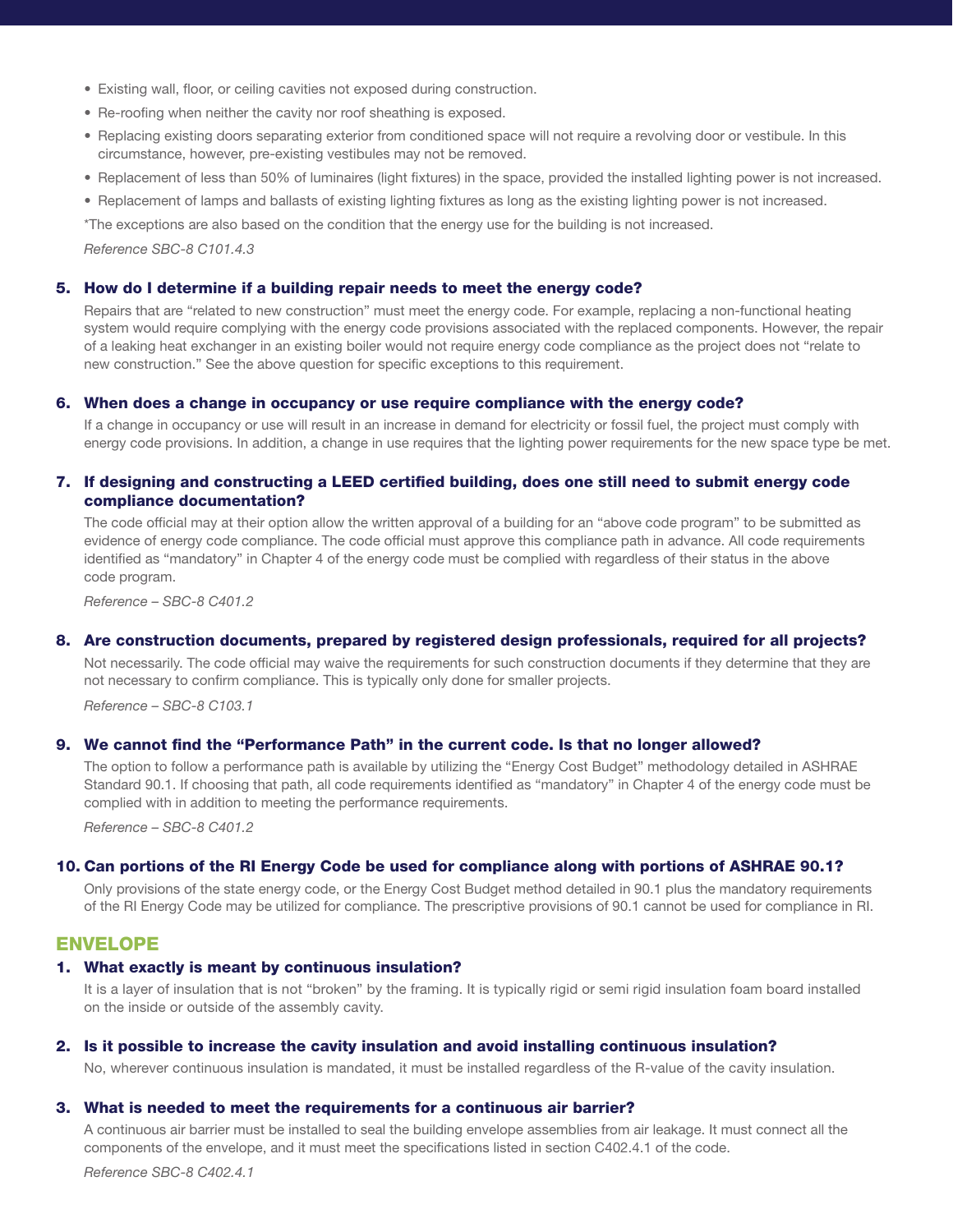- Existing wall, floor, or ceiling cavities not exposed during construction.
- Re-roofing when neither the cavity nor roof sheathing is exposed.
- Replacing existing doors separating exterior from conditioned space will not require a revolving door or vestibule. In this circumstance, however, pre-existing vestibules may not be removed.
- Replacement of less than 50% of luminaires (light fixtures) in the space, provided the installed lighting power is not increased.
- Replacement of lamps and ballasts of existing lighting fixtures as long as the existing lighting power is not increased.

*The exceptions are also based on the condition that the energy use for the building is not increased.

*Reference SBC-8 C101.4.3*

### 5. How do I determine if a building repair needs to meet the energy code?

Repairs that are "related to new construction" must meet the energy code. For example, replacing a non-functional heating system would require complying with the energy code provisions associated with the replaced components. However, the repair of a leaking heat exchanger in an existing boiler would not require energy code compliance as the project does not "relate to new construction." See the above question for specific exceptions to this requirement.

### 6. When does a change in occupancy or use require compliance with the energy code?

If a change in occupancy or use will result in an increase in demand for electricity or fossil fuel, the project must comply with energy code provisions. In addition, a change in use requires that the lighting power requirements for the new space type be met.

### 7. If designing and constructing a LEED certified building, does one still need to submit energy code compliance documentation?

The code official may at their option allow the written approval of a building for an "above code program" to be submitted as evidence of energy code compliance. The code official must approve this compliance path in advance. All code requirements identified as "mandatory" in Chapter 4 of the energy code must be complied with regardless of their status in the above code program.

*Reference – SBC-8 C401.2*

### 8. Are construction documents, prepared by registered design professionals, required for all projects?

Not necessarily. The code official may waive the requirements for such construction documents if they determine that they are not necessary to confirm compliance. This is typically only done for smaller projects.

*Reference – SBC-8 C103.1*

### 9. We cannot find the "Performance Path" in the current code. Is that no longer allowed?

The option to follow a performance path is available by utilizing the "Energy Cost Budget" methodology detailed in ASHRAE Standard 90.1. If choosing that path, all code requirements identified as "mandatory" in Chapter 4 of the energy code must be complied with in addition to meeting the performance requirements.

*Reference – SBC-8 C401.2*

### 10. Can portions of the RI Energy Code be used for compliance along with portions of ASHRAE 90.1?

Only provisions of the state energy code, or the Energy Cost Budget method detailed in 90.1 plus the mandatory requirements of the RI Energy Code may be utilized for compliance. The prescriptive provisions of 90.1 cannot be used for compliance in RI.

## ENVELOPE

### 1. What exactly is meant by continuous insulation?

It is a layer of insulation that is not "broken" by the framing. It is typically rigid or semi rigid insulation foam board installed on the inside or outside of the assembly cavity.

### 2. Is it possible to increase the cavity insulation and avoid installing continuous insulation?

No, wherever continuous insulation is mandated, it must be installed regardless of the R-value of the cavity insulation.

### 3. What is needed to meet the requirements for a continuous air barrier?

A continuous air barrier must be installed to seal the building envelope assemblies from air leakage. It must connect all the components of the envelope, and it must meet the specifications listed in section C402.4.1 of the code.

*Reference SBC-8 C402.4.1*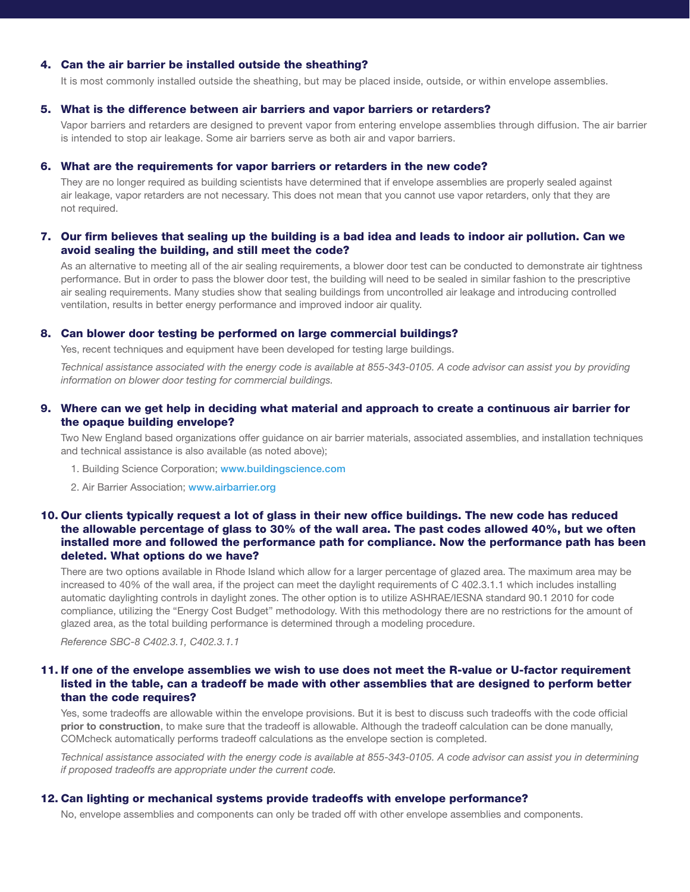### 4. Can the air barrier be installed outside the sheathing?

It is most commonly installed outside the sheathing, but may be placed inside, outside, or within envelope assemblies.

### 5. What is the difference between air barriers and vapor barriers or retarders?

Vapor barriers and retarders are designed to prevent vapor from entering envelope assemblies through diffusion. The air barrier is intended to stop air leakage. Some air barriers serve as both air and vapor barriers.

### 6. What are the requirements for vapor barriers or retarders in the new code?

They are no longer required as building scientists have determined that if envelope assemblies are properly sealed against air leakage, vapor retarders are not necessary. This does not mean that you cannot use vapor retarders, only that they are not required.

### 7. Our firm believes that sealing up the building is a bad idea and leads to indoor air pollution. Can we avoid sealing the building, and still meet the code?

As an alternative to meeting all of the air sealing requirements, a blower door test can be conducted to demonstrate air tightness performance. But in order to pass the blower door test, the building will need to be sealed in similar fashion to the prescriptive air sealing requirements. Many studies show that sealing buildings from uncontrolled air leakage and introducing controlled ventilation, results in better energy performance and improved indoor air quality.

### 8. Can blower door testing be performed on large commercial buildings?

Yes, recent techniques and equipment have been developed for testing large buildings.

*Technical assistance associated with the energy code is available at 855-343-0105. A code advisor can assist you by providing information on blower door testing for commercial buildings.*

### 9. Where can we get help in deciding what material and approach to create a continuous air barrier for the opaque building envelope?

Two New England based organizations offer guidance on air barrier materials, associated assemblies, and installation techniques and technical assistance is also available (as noted above);

1. Building Science Corporation; www.buildingscience.com
2. Air Barrier Association; www.airbarrier.org

### 10. Our clients typically request a lot of glass in their new office buildings. The new code has reduced the allowable percentage of glass to 30% of the wall area. The past codes allowed 40%, but we often installed more and followed the performance path for compliance. Now the performance path has been deleted. What options do we have?

There are two options available in Rhode Island which allow for a larger percentage of glazed area. The maximum area may be increased to 40% of the wall area, if the project can meet the daylight requirements of C 402.3.1.1 which includes installing automatic daylighting controls in daylight zones. The other option is to utilize ASHRAE/IESNA standard 90.1 2010 for code compliance, utilizing the "Energy Cost Budget" methodology. With this methodology there are no restrictions for the amount of glazed area, as the total building performance is determined through a modeling procedure.

*Reference SBC-8 C402.3.1, C402.3.1.1*

### 11. If one of the envelope assemblies we wish to use does not meet the R-value or U-factor requirement listed in the table, can a tradeoff be made with other assemblies that are designed to perform better than the code requires?

Yes, some tradeoffs are allowable within the envelope provisions. But it is best to discuss such tradeoffs with the code official **prior to construction**, to make sure that the tradeoff is allowable. Although the tradeoff calculation can be done manually, COMcheck automatically performs tradeoff calculations as the envelope section is completed.

*Technical assistance associated with the energy code is available at 855-343-0105. A code advisor can assist you in determining if proposed tradeoffs are appropriate under the current code.*

### 12. Can lighting or mechanical systems provide tradeoffs with envelope performance?

No, envelope assemblies and components can only be traded off with other envelope assemblies and components.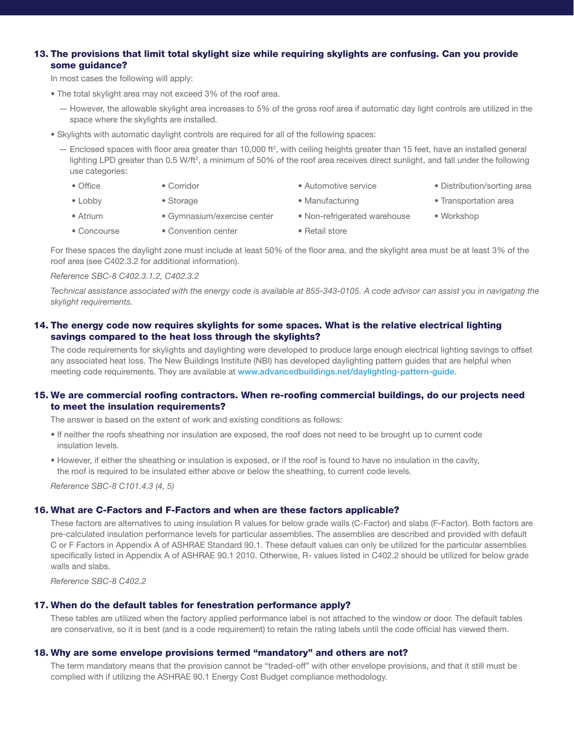### 13. The provisions that limit total skylight size while requiring skylights are confusing. Can you provide some guidance?

In most cases the following will apply:

- The total skylight area may not exceed 3% of the roof area.
  - However, the allowable skylight area increases to 5% of the gross roof area if automatic day light controls are utilized in the space where the skylights are installed.
- Skylights with automatic daylight controls are required for all of the following spaces:
  - Enclosed spaces with floor area greater than 10,000 ft², with ceiling heights greater than 15 feet, have an installed general lighting LPD greater than 0.5 W/ft², a minimum of 50% of the roof area receives direct sunlight, and fall under the following use categories:
    - Office
    - Lobby
    - Atrium
    - Concourse
    - Corridor
    - Storage
    - Gymnasium/exercise center
    - Convention center
    - Automotive service
    - Manufacturing
    - Non-refrigerated warehouse
    - Retail store
    - Distribution/sorting area
    - Transportation area
    - Workshop

For these spaces the daylight zone must include at least 50% of the floor area, and the skylight area must be at least 3% of the roof area (see C402.3.2 for additional information).

*Reference SBC-8 C402.3.1.2, C402.3.2*

*Technical assistance associated with the energy code is available at 855-343-0105. A code advisor can assist you in navigating the skylight requirements.*

### 14. The energy code now requires skylights for some spaces. What is the relative electrical lighting savings compared to the heat loss through the skylights?

The code requirements for skylights and daylighting were developed to produce large enough electrical lighting savings to offset any associated heat loss. The New Buildings Institute (NBI) has developed daylighting pattern guides that are helpful when meeting code requirements. They are available at www.advancedbuildings.net/daylighting-pattern-guide.

### 15. We are commercial roofing contractors. When re-roofing commercial buildings, do our projects need to meet the insulation requirements?

The answer is based on the extent of work and existing conditions as follows:

- If neither the roofs sheathing nor insulation are exposed, the roof does not need to be brought up to current code insulation levels.
- However, if either the sheathing or insulation is exposed, or if the roof is found to have no insulation in the cavity, the roof is required to be insulated either above or below the sheathing, to current code levels.

*Reference SBC-8 C101.4.3 (4, 5)*

### 16. What are C-Factors and F-Factors and when are these factors applicable?

These factors are alternatives to using insulation R values for below grade walls (C-Factor) and slabs (F-Factor). Both factors are pre-calculated insulation performance levels for particular assemblies. The assemblies are described and provided with default C or F Factors in Appendix A of ASHRAE Standard 90.1. These default values can only be utilized for the particular assemblies specifically listed in Appendix A of ASHRAE 90.1 2010. Otherwise, R- values listed in C402.2 should be utilized for below grade walls and slabs.

*Reference SBC-8 C402.2*

### 17. When do the default tables for fenestration performance apply?

These tables are utilized when the factory applied performance label is not attached to the window or door. The default tables are conservative, so it is best (and is a code requirement) to retain the rating labels until the code official has viewed them.

### 18. Why are some envelope provisions termed “mandatory” and others are not?

The term mandatory means that the provision cannot be “traded-off” with other envelope provisions, and that it still must be complied with if utilizing the ASHRAE 90.1 Energy Cost Budget compliance methodology.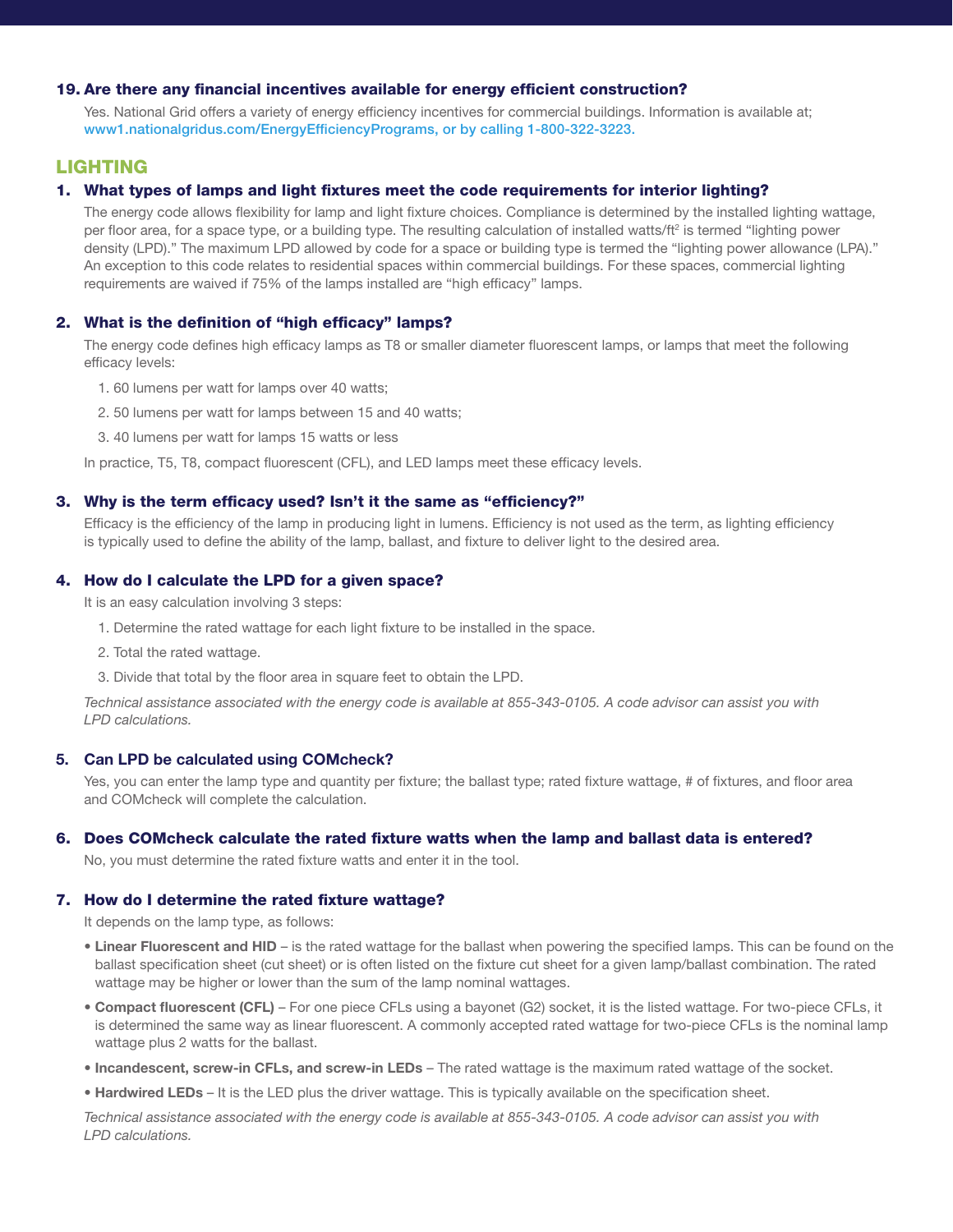### 19. Are there any financial incentives available for energy efficient construction?

Yes. National Grid offers a variety of energy efficiency incentives for commercial buildings. Information is available at; www1.nationalgridus.com/EnergyEfficiencyPrograms, or by calling 1-800-322-3223.

## LIGHTING

### 1. What types of lamps and light fixtures meet the code requirements for interior lighting?

The energy code allows flexibility for lamp and light fixture choices. Compliance is determined by the installed lighting wattage, per floor area, for a space type, or a building type. The resulting calculation of installed watts/ft$^2$ is termed "lighting power density (LPD)." The maximum LPD allowed by code for a space or building type is termed the "lighting power allowance (LPA)." An exception to this code relates to residential spaces within commercial buildings. For these spaces, commercial lighting requirements are waived if 75% of the lamps installed are "high efficacy" lamps.

### 2. What is the definition of "high efficacy" lamps?

The energy code defines high efficacy lamps as T8 or smaller diameter fluorescent lamps, or lamps that meet the following efficacy levels:

1. 60 lumens per watt for lamps over 40 watts;
2. 50 lumens per watt for lamps between 15 and 40 watts;
3. 40 lumens per watt for lamps 15 watts or less

In practice, T5, T8, compact fluorescent (CFL), and LED lamps meet these efficacy levels.

### 3. Why is the term efficacy used? Isn't it the same as "efficiency?"

Efficacy is the efficiency of the lamp in producing light in lumens. Efficiency is not used as the term, as lighting efficiency is typically used to define the ability of the lamp, ballast, and fixture to deliver light to the desired area.

### 4. How do I calculate the LPD for a given space?

It is an easy calculation involving 3 steps:

1. Determine the rated wattage for each light fixture to be installed in the space.
2. Total the rated wattage.
3. Divide that total by the floor area in square feet to obtain the LPD.

*Technical assistance associated with the energy code is available at 855-343-0105. A code advisor can assist you with LPD calculations.*

### 5. Can LPD be calculated using COMcheck?

Yes, you can enter the lamp type and quantity per fixture; the ballast type; rated fixture wattage, # of fixtures, and floor area and COMcheck will complete the calculation.

### 6. Does COMcheck calculate the rated fixture watts when the lamp and ballast data is entered?

No, you must determine the rated fixture watts and enter it in the tool.

### 7. How do I determine the rated fixture wattage?

It depends on the lamp type, as follows:

- **Linear Fluorescent and HID** – is the rated wattage for the ballast when powering the specified lamps. This can be found on the ballast specification sheet (cut sheet) or is often listed on the fixture cut sheet for a given lamp/ballast combination. The rated wattage may be higher or lower than the sum of the lamp nominal wattages.
- **Compact fluorescent (CFL)** – For one piece CFLs using a bayonet (G2) socket, it is the listed wattage. For two-piece CFLs, it is determined the same way as linear fluorescent. A commonly accepted rated wattage for two-piece CFLs is the nominal lamp wattage plus 2 watts for the ballast.
- **Incandescent, screw-in CFLs, and screw-in LEDs** – The rated wattage is the maximum rated wattage of the socket.
- **Hardwired LEDs** – It is the LED plus the driver wattage. This is typically available on the specification sheet.

*Technical assistance associated with the energy code is available at 855-343-0105. A code advisor can assist you with LPD calculations.*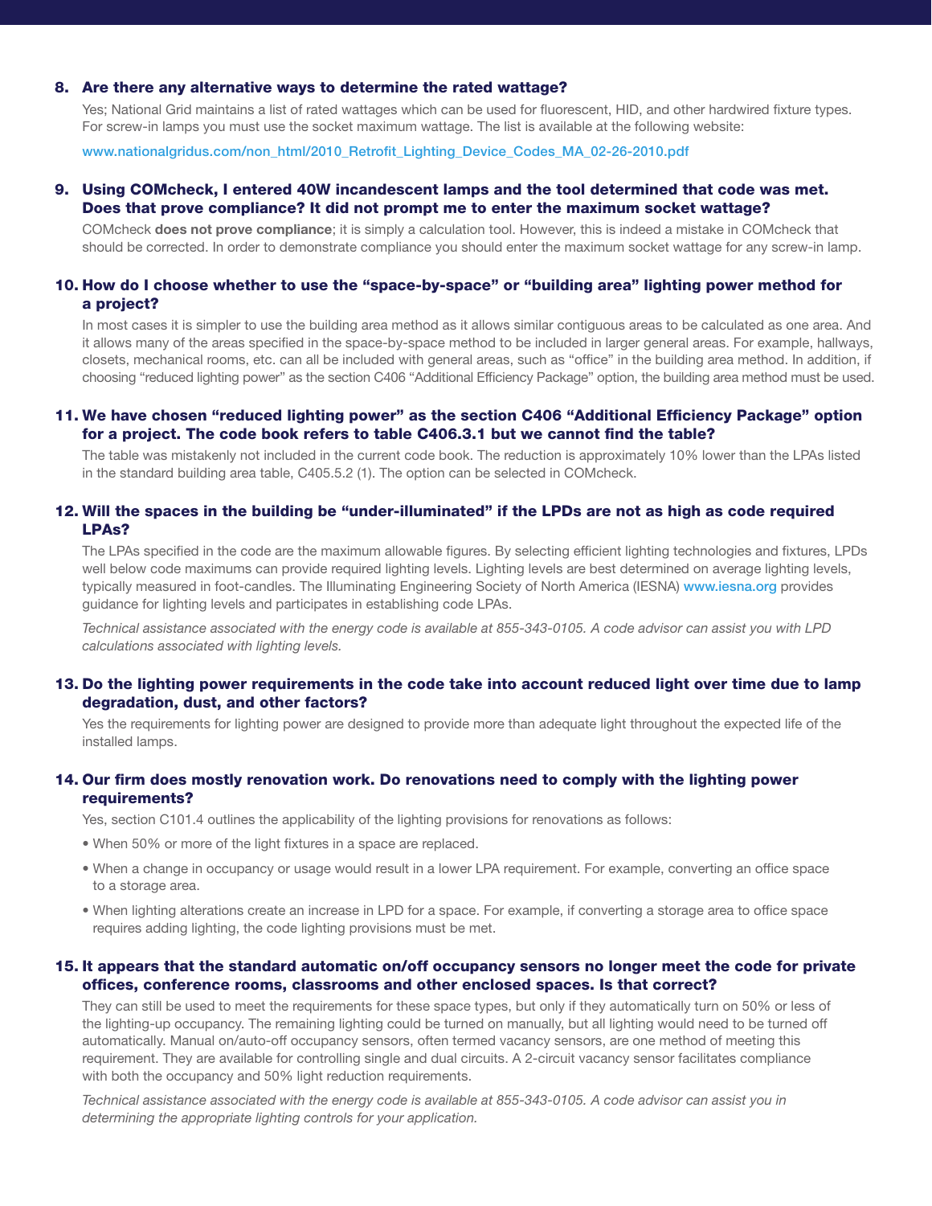### 8. Are there any alternative ways to determine the rated wattage?

Yes; National Grid maintains a list of rated wattages which can be used for fluorescent, HID, and other hardwired fixture types. For screw-in lamps you must use the socket maximum wattage. The list is available at the following website:

www.nationalgridus.com/non_html/2010_Retrofit_Lighting_Device_Codes_MA_02-26-2010.pdf

### 9. Using COMcheck, I entered 40W incandescent lamps and the tool determined that code was met. Does that prove compliance? It did not prompt me to enter the maximum socket wattage?

COMcheck **does not prove compliance**; it is simply a calculation tool. However, this is indeed a mistake in COMcheck that should be corrected. In order to demonstrate compliance you should enter the maximum socket wattage for any screw-in lamp.

### 10. How do I choose whether to use the "space-by-space" or "building area" lighting power method for a project?

In most cases it is simpler to use the building area method as it allows similar contiguous areas to be calculated as one area. And it allows many of the areas specified in the space-by-space method to be included in larger general areas. For example, hallways, closets, mechanical rooms, etc. can all be included with general areas, such as "office" in the building area method. In addition, if choosing "reduced lighting power" as the section C406 "Additional Efficiency Package" option, the building area method must be used.

### 11. We have chosen "reduced lighting power" as the section C406 "Additional Efficiency Package" option for a project. The code book refers to table C406.3.1 but we cannot find the table?

The table was mistakenly not included in the current code book. The reduction is approximately 10% lower than the LPAs listed in the standard building area table, C405.5.2 (1). The option can be selected in COMcheck.

### 12. Will the spaces in the building be "under-illuminated" if the LPDs are not as high as code required LPAs?

The LPAs specified in the code are the maximum allowable figures. By selecting efficient lighting technologies and fixtures, LPDs well below code maximums can provide required lighting levels. Lighting levels are best determined on average lighting levels, typically measured in foot-candles. The Illuminating Engineering Society of North America (IESNA) www.iesna.org provides guidance for lighting levels and participates in establishing code LPAs.

*Technical assistance associated with the energy code is available at 855-343-0105. A code advisor can assist you with LPD calculations associated with lighting levels.*

### 13. Do the lighting power requirements in the code take into account reduced light over time due to lamp degradation, dust, and other factors?

Yes the requirements for lighting power are designed to provide more than adequate light throughout the expected life of the installed lamps.

### 14. Our firm does mostly renovation work. Do renovations need to comply with the lighting power requirements?

Yes, section C101.4 outlines the applicability of the lighting provisions for renovations as follows:

- When 50% or more of the light fixtures in a space are replaced.
- When a change in occupancy or usage would result in a lower LPA requirement. For example, converting an office space to a storage area.
- When lighting alterations create an increase in LPD for a space. For example, if converting a storage area to office space requires adding lighting, the code lighting provisions must be met.

### 15. It appears that the standard automatic on/off occupancy sensors no longer meet the code for private offices, conference rooms, classrooms and other enclosed spaces. Is that correct?

They can still be used to meet the requirements for these space types, but only if they automatically turn on 50% or less of the lighting-up occupancy. The remaining lighting could be turned on manually, but all lighting would need to be turned off automatically. Manual on/auto-off occupancy sensors, often termed vacancy sensors, are one method of meeting this requirement. They are available for controlling single and dual circuits. A 2-circuit vacancy sensor facilitates compliance with both the occupancy and 50% light reduction requirements.

*Technical assistance associated with the energy code is available at 855-343-0105. A code advisor can assist you in determining the appropriate lighting controls for your application.*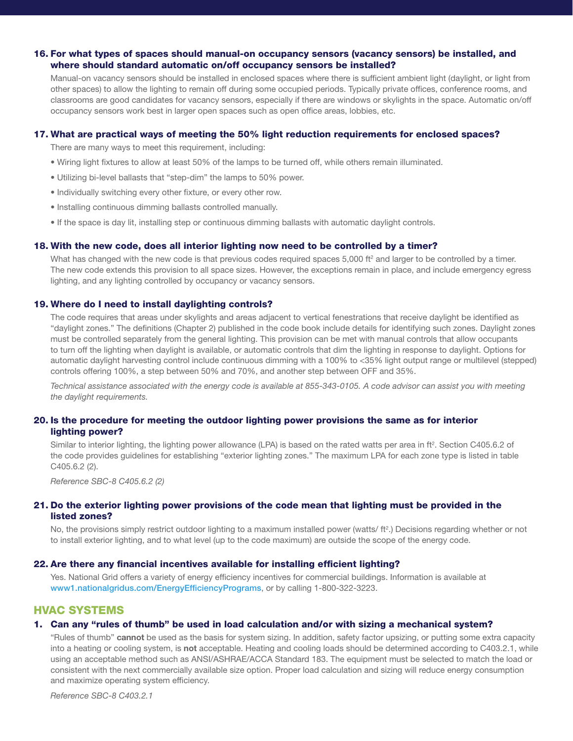### 16. For what types of spaces should manual-on occupancy sensors (vacancy sensors) be installed, and where should standard automatic on/off occupancy sensors be installed?

Manual-on vacancy sensors should be installed in enclosed spaces where there is sufficient ambient light (daylight, or light from other spaces) to allow the lighting to remain off during some occupied periods. Typically private offices, conference rooms, and classrooms are good candidates for vacancy sensors, especially if there are windows or skylights in the space. Automatic on/off occupancy sensors work best in larger open spaces such as open office areas, lobbies, etc.

### 17. What are practical ways of meeting the 50% light reduction requirements for enclosed spaces?

There are many ways to meet this requirement, including:

- Wiring light fixtures to allow at least 50% of the lamps to be turned off, while others remain illuminated.
- Utilizing bi-level ballasts that "step-dim" the lamps to 50% power.
- Individually switching every other fixture, or every other row.
- Installing continuous dimming ballasts controlled manually.
- If the space is day lit, installing step or continuous dimming ballasts with automatic daylight controls.

### 18. With the new code, does all interior lighting now need to be controlled by a timer?

What has changed with the new code is that previous codes required spaces 5,000 ft$^2$ and larger to be controlled by a timer. The new code extends this provision to all space sizes. However, the exceptions remain in place, and include emergency egress lighting, and any lighting controlled by occupancy or vacancy sensors.

### 19. Where do I need to install daylighting controls?

The code requires that areas under skylights and areas adjacent to vertical fenestrations that receive daylight be identified as "daylight zones." The definitions (Chapter 2) published in the code book include details for identifying such zones. Daylight zones must be controlled separately from the general lighting. This provision can be met with manual controls that allow occupants to turn off the lighting when daylight is available, or automatic controls that dim the lighting in response to daylight. Options for automatic daylight harvesting control include continuous dimming with a 100% to <35% light output range or multilevel (stepped) controls offering 100%, a step between 50% and 70%, and another step between OFF and 35%.

*Technical assistance associated with the energy code is available at 855-343-0105. A code advisor can assist you with meeting the daylight requirements.*

### 20. Is the procedure for meeting the outdoor lighting power provisions the same as for interior lighting power?

Similar to interior lighting, the lighting power allowance (LPA) is based on the rated watts per area in ft$^2$. Section C405.6.2 of the code provides guidelines for establishing "exterior lighting zones." The maximum LPA for each zone type is listed in table C405.6.2 (2).

*Reference SBC-8 C405.6.2 (2)*

### 21. Do the exterior lighting power provisions of the code mean that lighting must be provided in the listed zones?

No, the provisions simply restrict outdoor lighting to a maximum installed power (watts/ ft$^2$.) Decisions regarding whether or not to install exterior lighting, and to what level (up to the code maximum) are outside the scope of the energy code.

### 22. Are there any financial incentives available for installing efficient lighting?

Yes. National Grid offers a variety of energy efficiency incentives for commercial buildings. Information is available at www1.nationalgridus.com/EnergyEfficiencyPrograms, or by calling 1-800-322-3223.

## HVAC SYSTEMS

### 1. Can any "rules of thumb" be used in load calculation and/or with sizing a mechanical system?

"Rules of thumb" **cannot** be used as the basis for system sizing. In addition, safety factor upsizing, or putting some extra capacity into a heating or cooling system, is **not** acceptable. Heating and cooling loads should be determined according to C403.2.1, while using an acceptable method such as ANSI/ASHRAE/ACCA Standard 183. The equipment must be selected to match the load or consistent with the next commercially available size option. Proper load calculation and sizing will reduce energy consumption and maximize operating system efficiency.

*Reference SBC-8 C403.2.1*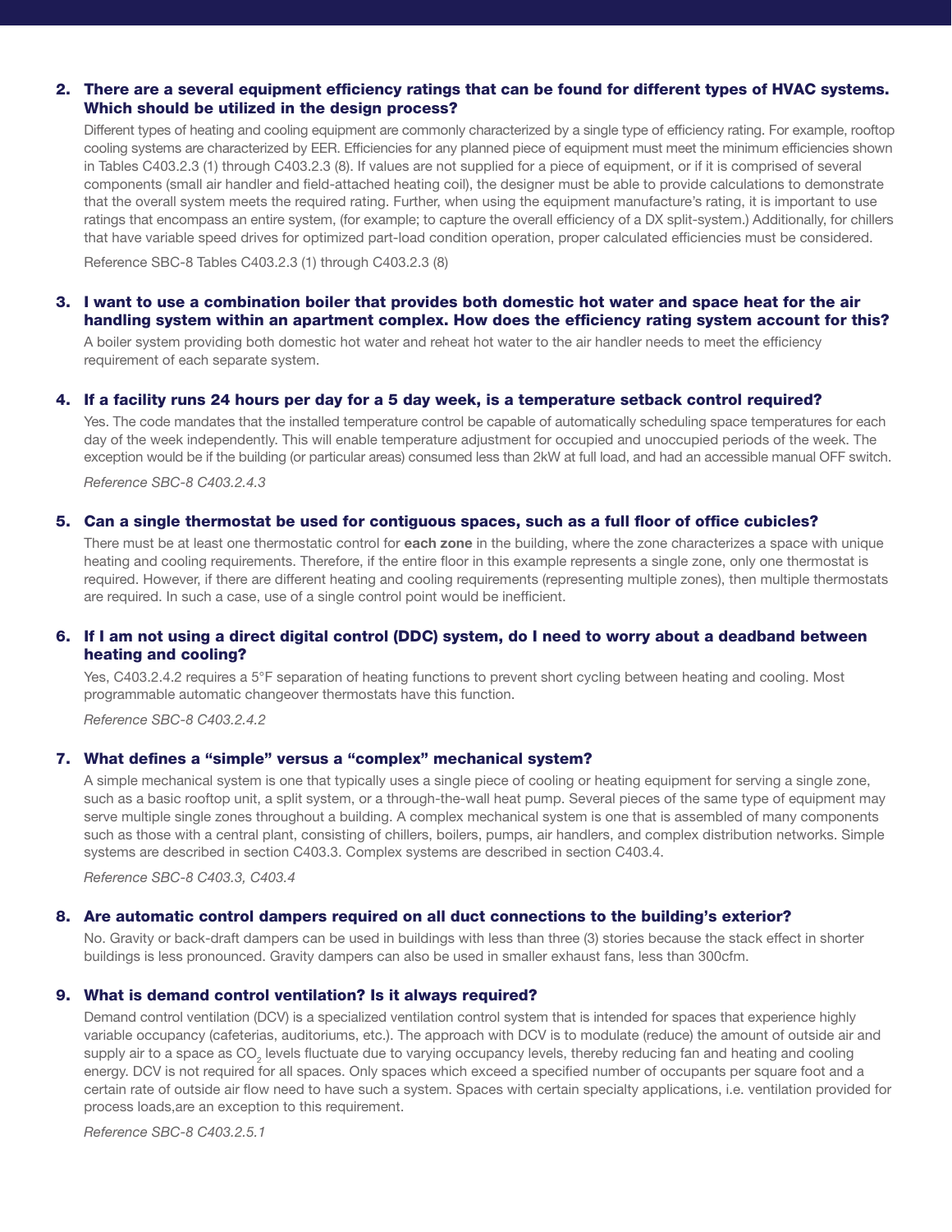## 2. There are a several equipment efficiency ratings that can be found for different types of HVAC systems. Which should be utilized in the design process?

Different types of heating and cooling equipment are commonly characterized by a single type of efficiency rating. For example, rooftop cooling systems are characterized by EER. Efficiencies for any planned piece of equipment must meet the minimum efficiencies shown in Tables C403.2.3 (1) through C403.2.3 (8). If values are not supplied for a piece of equipment, or if it is comprised of several components (small air handler and field-attached heating coil), the designer must be able to provide calculations to demonstrate that the overall system meets the required rating. Further, when using the equipment manufacture's rating, it is important to use ratings that encompass an entire system, (for example; to capture the overall efficiency of a DX split-system.) Additionally, for chillers that have variable speed drives for optimized part-load condition operation, proper calculated efficiencies must be considered.

Reference SBC-8 Tables C403.2.3 (1) through C403.2.3 (8)

## 3. I want to use a combination boiler that provides both domestic hot water and space heat for the air handling system within an apartment complex. How does the efficiency rating system account for this?

A boiler system providing both domestic hot water and reheat hot water to the air handler needs to meet the efficiency requirement of each separate system.

## 4. If a facility runs 24 hours per day for a 5 day week, is a temperature setback control required?

Yes. The code mandates that the installed temperature control be capable of automatically scheduling space temperatures for each day of the week independently. This will enable temperature adjustment for occupied and unoccupied periods of the week. The exception would be if the building (or particular areas) consumed less than 2kW at full load, and had an accessible manual OFF switch.

*Reference SBC-8 C403.2.4.3*

## 5. Can a single thermostat be used for contiguous spaces, such as a full floor of office cubicles?

There must be at least one thermostatic control for **each zone** in the building, where the zone characterizes a space with unique heating and cooling requirements. Therefore, if the entire floor in this example represents a single zone, only one thermostat is required. However, if there are different heating and cooling requirements (representing multiple zones), then multiple thermostats are required. In such a case, use of a single control point would be inefficient.

## 6. If I am not using a direct digital control (DDC) system, do I need to worry about a deadband between heating and cooling?

Yes, C403.2.4.2 requires a 5°F separation of heating functions to prevent short cycling between heating and cooling. Most programmable automatic changeover thermostats have this function.

*Reference SBC-8 C403.2.4.2*

## 7. What defines a "simple" versus a "complex" mechanical system?

A simple mechanical system is one that typically uses a single piece of cooling or heating equipment for serving a single zone, such as a basic rooftop unit, a split system, or a through-the-wall heat pump. Several pieces of the same type of equipment may serve multiple single zones throughout a building. A complex mechanical system is one that is assembled of many components such as those with a central plant, consisting of chillers, boilers, pumps, air handlers, and complex distribution networks. Simple systems are described in section C403.3. Complex systems are described in section C403.4.

*Reference SBC-8 C403.3, C403.4*

## 8. Are automatic control dampers required on all duct connections to the building's exterior?

No. Gravity or back-draft dampers can be used in buildings with less than three (3) stories because the stack effect in shorter buildings is less pronounced. Gravity dampers can also be used in smaller exhaust fans, less than 300cfm.

## 9. What is demand control ventilation? Is it always required?

Demand control ventilation (DCV) is a specialized ventilation control system that is intended for spaces that experience highly variable occupancy (cafeterias, auditoriums, etc.). The approach with DCV is to modulate (reduce) the amount of outside air and supply air to a space as $CO_2$ levels fluctuate due to varying occupancy levels, thereby reducing fan and heating and cooling energy. DCV is not required for all spaces. Only spaces which exceed a specified number of occupants per square foot and a certain rate of outside air flow need to have such a system. Spaces with certain specialty applications, i.e. ventilation provided for process loads,are an exception to this requirement.

*Reference SBC-8 C403.2.5.1*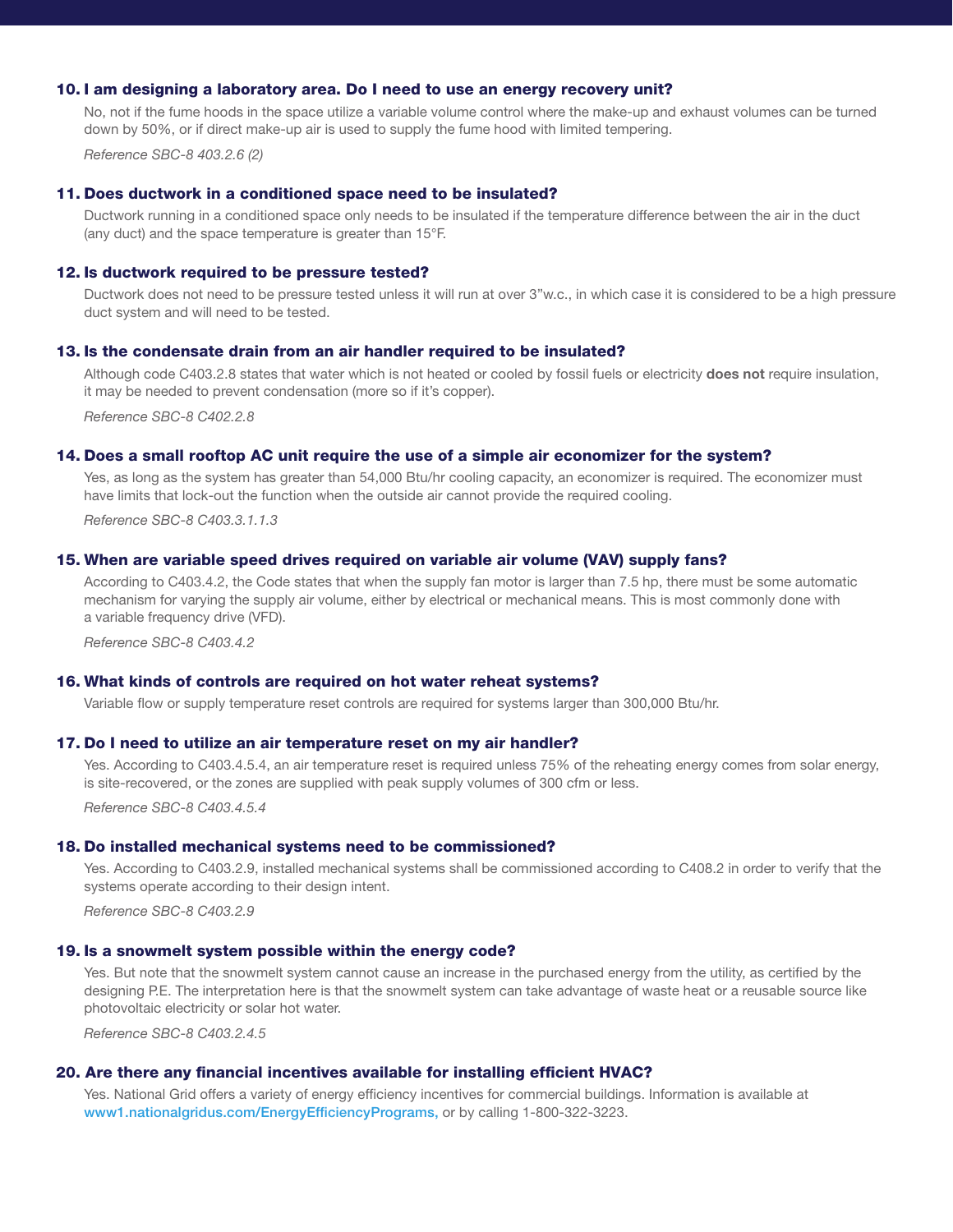### 10. I am designing a laboratory area. Do I need to use an energy recovery unit?

No, not if the fume hoods in the space utilize a variable volume control where the make-up and exhaust volumes can be turned down by 50%, or if direct make-up air is used to supply the fume hood with limited tempering.

*Reference SBC-8 403.2.6 (2)*

### 11. Does ductwork in a conditioned space need to be insulated?

Ductwork running in a conditioned space only needs to be insulated if the temperature difference between the air in the duct (any duct) and the space temperature is greater than 15°F.

### 12. Is ductwork required to be pressure tested?

Ductwork does not need to be pressure tested unless it will run at over 3"w.c., in which case it is considered to be a high pressure duct system and will need to be tested.

### 13. Is the condensate drain from an air handler required to be insulated?

Although code C403.2.8 states that water which is not heated or cooled by fossil fuels or electricity **does not** require insulation, it may be needed to prevent condensation (more so if it's copper).

*Reference SBC-8 C402.2.8*

### 14. Does a small rooftop AC unit require the use of a simple air economizer for the system?

Yes, as long as the system has greater than 54,000 Btu/hr cooling capacity, an economizer is required. The economizer must have limits that lock-out the function when the outside air cannot provide the required cooling.

*Reference SBC-8 C403.3.1.1.3*

### 15. When are variable speed drives required on variable air volume (VAV) supply fans?

According to C403.4.2, the Code states that when the supply fan motor is larger than 7.5 hp, there must be some automatic mechanism for varying the supply air volume, either by electrical or mechanical means. This is most commonly done with a variable frequency drive (VFD).

*Reference SBC-8 C403.4.2*

### 16. What kinds of controls are required on hot water reheat systems?

Variable flow or supply temperature reset controls are required for systems larger than 300,000 Btu/hr.

### 17. Do I need to utilize an air temperature reset on my air handler?

Yes. According to C403.4.5.4, an air temperature reset is required unless 75% of the reheating energy comes from solar energy, is site-recovered, or the zones are supplied with peak supply volumes of 300 cfm or less.

*Reference SBC-8 C403.4.5.4*

### 18. Do installed mechanical systems need to be commissioned?

Yes. According to C403.2.9, installed mechanical systems shall be commissioned according to C408.2 in order to verify that the systems operate according to their design intent.

*Reference SBC-8 C403.2.9*

### 19. Is a snowmelt system possible within the energy code?

Yes. But note that the snowmelt system cannot cause an increase in the purchased energy from the utility, as certified by the designing P.E. The interpretation here is that the snowmelt system can take advantage of waste heat or a reusable source like photovoltaic electricity or solar hot water.

*Reference SBC-8 C403.2.4.5*

### 20. Are there any financial incentives available for installing efficient HVAC?

Yes. National Grid offers a variety of energy efficiency incentives for commercial buildings. Information is available at www1.nationalgridus.com/EnergyEfficiencyPrograms, or by calling 1-800-322-3223.